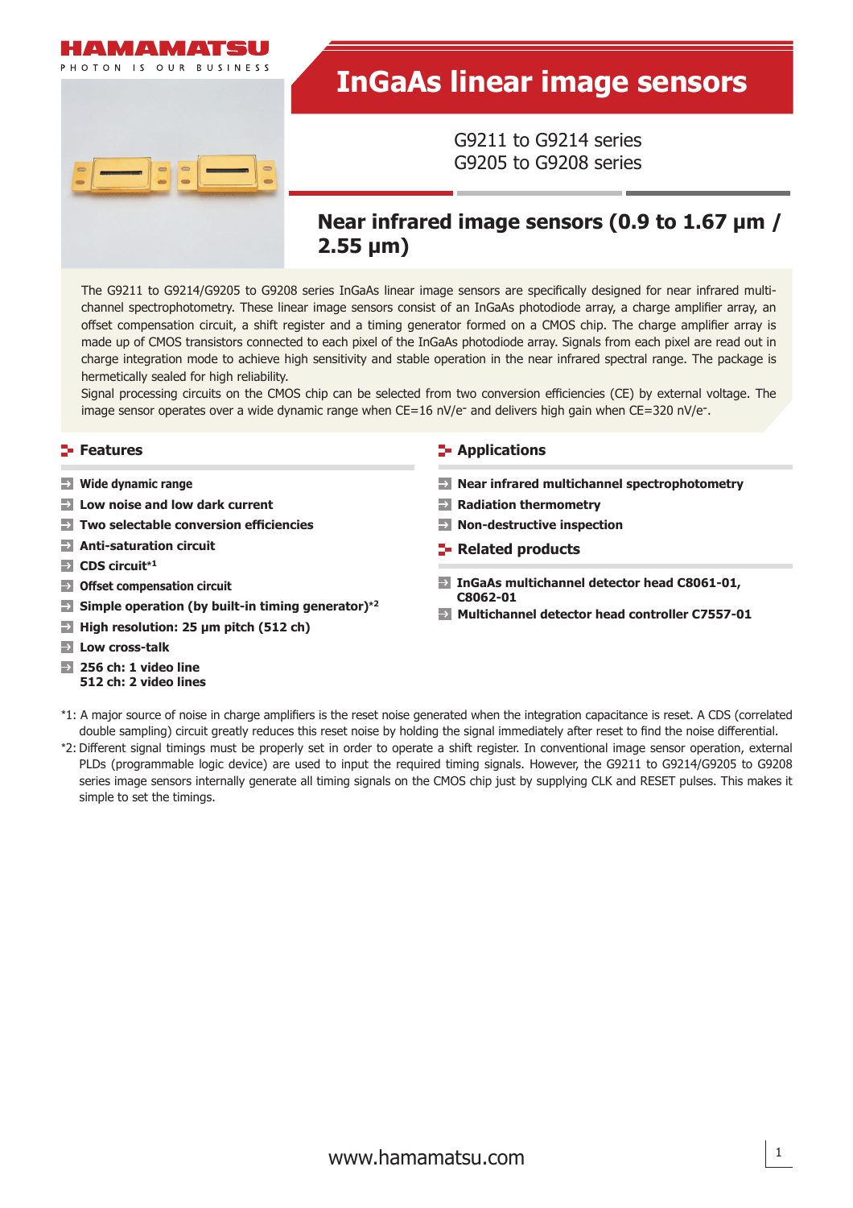HAMAMATSU

PHOTON IS OUR BUSINESS

# InGaAs linear image sensors

G9211 to G9214 series
G9205 to G9208 series

## Near infrared image sensors (0.9 to 1.67 μm / 2.55 μm)

The G9211 to G9214/G9205 to G9208 series InGaAs linear image sensors are specifically designed for near infrared multi-channel spectrophotometry. These linear image sensors consist of an InGaAs photodiode array, a charge amplifier array, an offset compensation circuit, a shift register and a timing generator formed on a CMOS chip. The charge amplifier array is made up of CMOS transistors connected to each pixel of the InGaAs photodiode array. Signals from each pixel are read out in charge integration mode to achieve high sensitivity and stable operation in the near infrared spectral range. The package is hermetically sealed for high reliability.
Signal processing circuits on the CMOS chip can be selected from two conversion efficiencies (CE) by external voltage. The image sensor operates over a wide dynamic range when CE=16 nV/e⁻ and delivers high gain when CE=320 nV/e⁻.

### Features

- **Wide dynamic range**
- **Low noise and low dark current**
- **Two selectable conversion efficiencies**
- **Anti-saturation circuit**
- **CDS circuit**[*1]
- **Offset compensation circuit**
- **Simple operation (by built-in timing generator)**[*2]
- **High resolution: 25 μm pitch (512 ch)**
- **Low cross-talk**
- **256 ch: 1 video line**
  **512 ch: 2 video lines**

### Applications

- **Near infrared multichannel spectrophotometry**
- **Radiation thermometry**
- **Non-destructive inspection**

### Related products

- **InGaAs multichannel detector head C8061-01, C8062-01**
- **Multichannel detector head controller C7557-01**

*1: A major source of noise in charge amplifiers is the reset noise generated when the integration capacitance is reset. A CDS (correlated double sampling) circuit greatly reduces this reset noise by holding the signal immediately after reset to find the noise differential.

*2: Different signal timings must be properly set in order to operate a shift register. In conventional image sensor operation, external PLDs (programmable logic device) are used to input the required timing signals. However, the G9211 to G9214/G9205 to G9208 series image sensors internally generate all timing signals on the CMOS chip just by supplying CLK and RESET pulses. This makes it simple to set the timings.

www.hamamatsu.com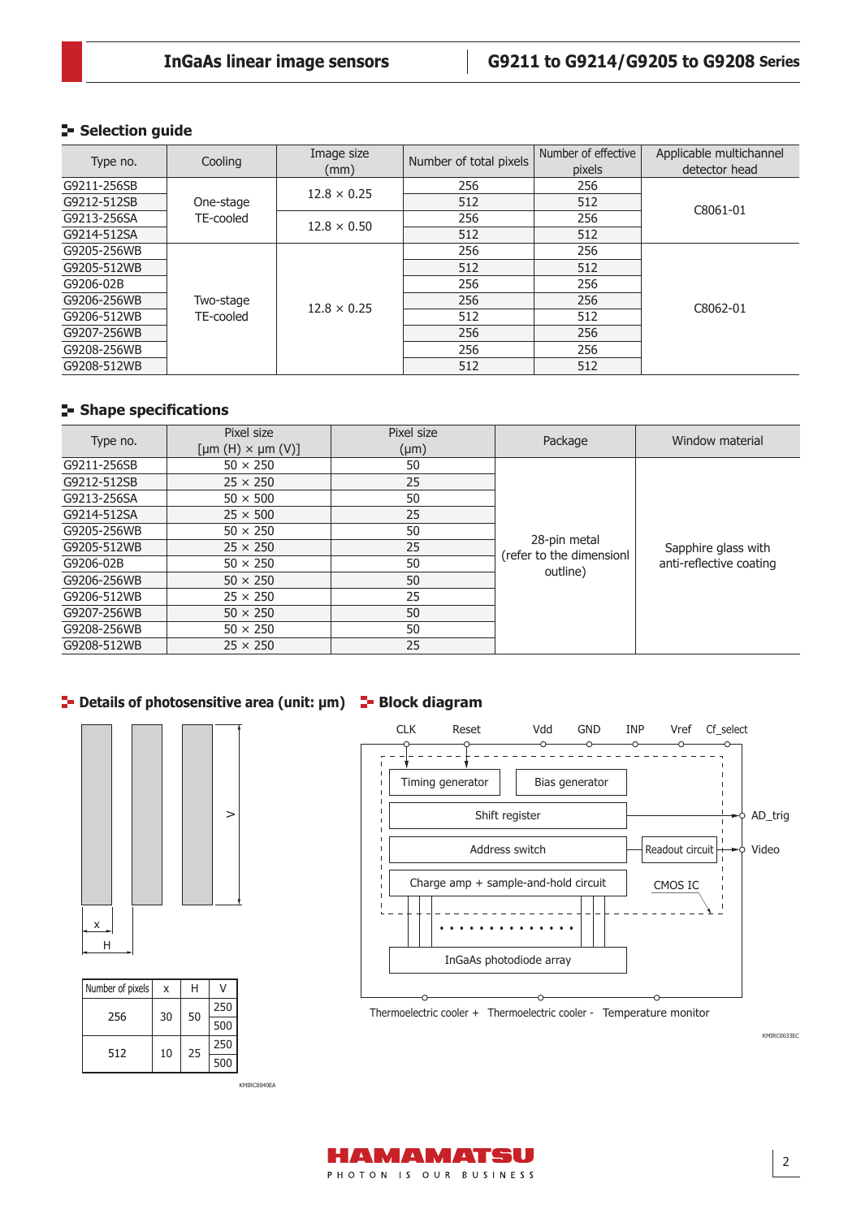## Selection guide

| Type no. | Cooling | Image size (mm) | Number of total pixels | Number of effective pixels | Applicable multichannel detector head |
|---|---|---|---|---|---|
| G9211-256SB | One-stage TE-cooled | 12.8 × 0.25 | 256 | 256 | C8061-01 |
| G9212-512SB | | | 512 | 512 | |
| G9213-256SA | | 12.8 × 0.50 | 256 | 256 | |
| G9214-512SA | | | 512 | 512 | |
| G9205-256WB | Two-stage TE-cooled | 12.8 × 0.25 | 256 | 256 | C8062-01 |
| G9205-512WB | | | 512 | 512 | |
| G9206-02B | | | 256 | 256 | |
| G9206-256WB | | | 256 | 256 | |
| G9206-512WB | | | 512 | 512 | |
| G9207-256WB | | | 256 | 256 | |
| G9208-256WB | | | 256 | 256 | |
| G9208-512WB | | | 512 | 512 | |

## Shape specifications

| Type no. | Pixel size [μm (H) × μm (V)] | Pixel size (μm) | Package | Window material |
|---|---|---|---|---|
| G9211-256SB | 50 × 250 | 50 | 28-pin metal (refer to the dimensionl outline) | Sapphire glass with anti-reflective coating |
| G9212-512SB | 25 × 250 | 25 | | |
| G9213-256SA | 50 × 500 | 50 | | |
| G9214-512SA | 25 × 500 | 25 | | |
| G9205-256WB | 50 × 250 | 50 | | |
| G9205-512WB | 25 × 250 | 25 | | |
| G9206-02B | 50 × 250 | 50 | | |
| G9206-256WB | 50 × 250 | 50 | | |
| G9206-512WB | 25 × 250 | 25 | | |
| G9207-256WB | 50 × 250 | 50 | | |
| G9208-256WB | 50 × 250 | 50 | | |
| G9208-512WB | 25 × 250 | 25 | | |

## Details of photosensitive area (unit: μm)

| Number of pixels | x | H | V |
|---|---|---|---|
| 256 | 30 | 50 | 250 |
| | | | 500 |
| 512 | 10 | 25 | 250 |
| | | | 500 |

KMIRC0040EA

## Block diagram

CLK, Reset, Vdd, GND, INP, Vref, Cf_select

Timing generator, Bias generator, Shift register, Address switch, Readout circuit, Charge amp + sample-and-hold circuit, CMOS IC, InGaAs photodiode array

AD_trig, Video

Thermoelectric cooler +, Thermoelectric cooler -, Temperature monitor

KMIRC0033EC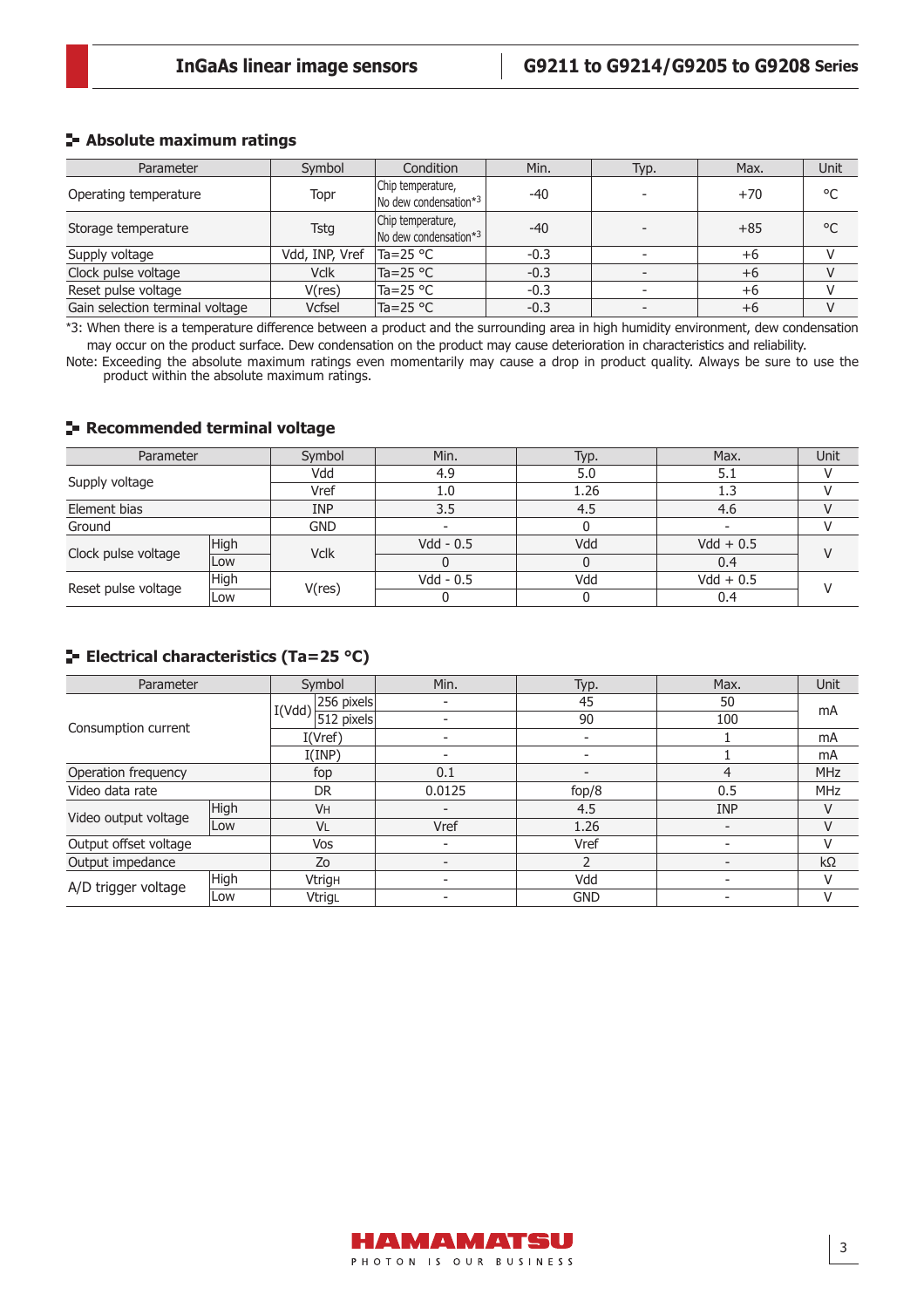## Absolute maximum ratings

| Parameter | Symbol | Condition | Min. | Typ. | Max. | Unit |
|---|---|---|---|---|---|---|
| Operating temperature | Topr | Chip temperature, No dew condensation*3 | -40 | - | +70 | °C |
| Storage temperature | Tstg | Chip temperature, No dew condensation*3 | -40 | - | +85 | °C |
| Supply voltage | Vdd, INP, Vref | Ta=25 °C | -0.3 | - | +6 | V |
| Clock pulse voltage | Vclk | Ta=25 °C | -0.3 | - | +6 | V |
| Reset pulse voltage | V(res) | Ta=25 °C | -0.3 | - | +6 | V |
| Gain selection terminal voltage | Vcfsel | Ta=25 °C | -0.3 | - | +6 | V |

*3: When there is a temperature difference between a product and the surrounding area in high humidity environment, dew condensation may occur on the product surface. Dew condensation on the product may cause deterioration in characteristics and reliability.

Note: Exceeding the absolute maximum ratings even momentarily may cause a drop in product quality. Always be sure to use the product within the absolute maximum ratings.

## Recommended terminal voltage

| Parameter | | Symbol | Min. | Typ. | Max. | Unit |
|---|---|---|---|---|---|---|
| Supply voltage | | Vdd | 4.9 | 5.0 | 5.1 | V |
| | | Vref | 1.0 | 1.26 | 1.3 | V |
| Element bias | | INP | 3.5 | 4.5 | 4.6 | V |
| Ground | | GND | - | 0 | - | V |
| Clock pulse voltage | High | Vclk | Vdd - 0.5 | Vdd | Vdd + 0.5 | V |
| | Low | | 0 | 0 | 0.4 | |
| Reset pulse voltage | High | V(res) | Vdd - 0.5 | Vdd | Vdd + 0.5 | V |
| | Low | | 0 | 0 | 0.4 | |

## Electrical characteristics (Ta=25 °C)

| Parameter | | Symbol | | Min. | Typ. | Max. | Unit |
|---|---|---|---|---|---|---|---|
| Consumption current | | I(Vdd) | 256 pixels | - | 45 | 50 | mA |
| | | | 512 pixels | - | 90 | 100 | |
| | | I(Vref) | | - | - | 1 | mA |
| | | I(INP) | | - | - | 1 | mA |
| Operation frequency | | fop | | 0.1 | - | 4 | MHz |
| Video data rate | | DR | | 0.0125 | fop/8 | 0.5 | MHz |
| Video output voltage | High | $V_H$ | | - | 4.5 | INP | V |
| | Low | $V_L$ | | Vref | 1.26 | - | V |
| Output offset voltage | | Vos | | - | Vref | - | V |
| Output impedance | | Zo | | - | 2 | - | kΩ |
| A/D trigger voltage | High | $Vtrig_H$ | | - | Vdd | - | V |
| | Low | $Vtrig_L$ | | - | GND | - | V |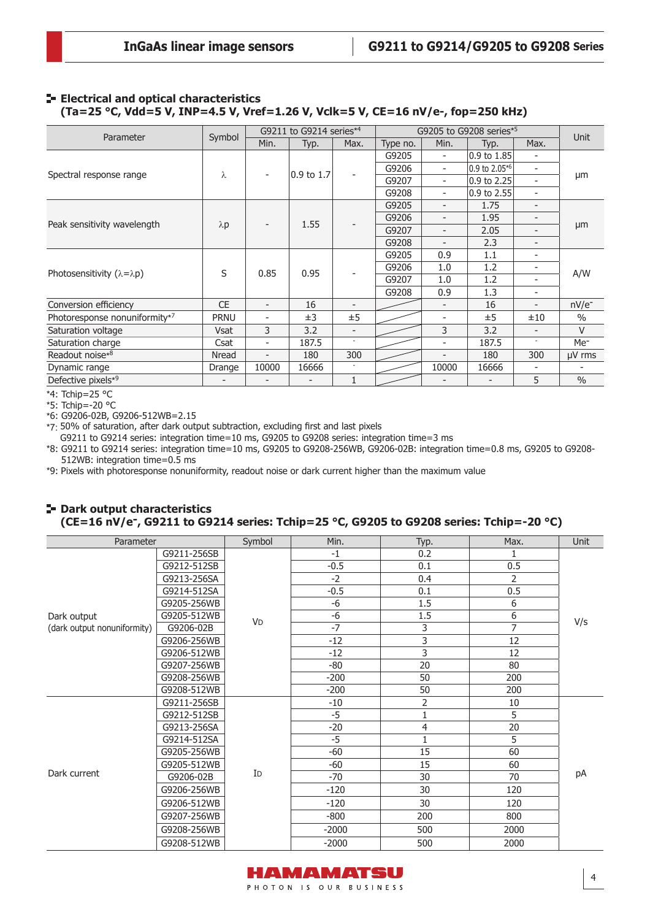## Electrical and optical characteristics

**(Ta=25 °C, Vdd=5 V, INP=4.5 V, Vref=1.26 V, Vclk=5 V, CE=16 nV/e-, fop=250 kHz)**

| Parameter | Symbol | G9211 to G9214 series*4 | | | G9205 to G9208 series*5 | | | | Unit |
|---|---|---|---|---|---|---|---|---|---|
| | | Min. | Typ. | Max. | Type no. | Min. | Typ. | Max. | |
| Spectral response range | λ | - | 0.9 to 1.7 | - | G9205 | - | 0.9 to 1.85 | - | μm |
| | | | | | G9206 | - | 0.9 to 2.05*6 | - | |
| | | | | | G9207 | - | 0.9 to 2.25 | - | |
| | | | | | G9208 | - | 0.9 to 2.55 | - | |
| Peak sensitivity wavelength | λp | - | 1.55 | - | G9205 | - | 1.75 | - | μm |
| | | | | | G9206 | - | 1.95 | - | |
| | | | | | G9207 | - | 2.05 | - | |
| | | | | | G9208 | - | 2.3 | - | |
| Photosensitivity (λ=λp) | S | 0.85 | 0.95 | - | G9205 | 0.9 | 1.1 | - | A/W |
| | | | | | G9206 | 1.0 | 1.2 | - | |
| | | | | | G9207 | 1.0 | 1.2 | - | |
| | | | | | G9208 | 0.9 | 1.3 | - | |
| Conversion efficiency | CE | - | 16 | - | | - | 16 | - | nV/e⁻ |
| Photoresponse nonuniformity*7 | PRNU | - | ±3 | ±5 | | - | ±5 | ±10 | % |
| Saturation voltage | Vsat | 3 | 3.2 | - | | 3 | 3.2 | - | V |
| Saturation charge | Csat | - | 187.5 | - | | - | 187.5 | - | Me⁻ |
| Readout noise*8 | Nread | - | 180 | 300 | | - | 180 | 300 | μV rms |
| Dynamic range | Drange | 10000 | 16666 | - | | 10000 | 16666 | - | - |
| Defective pixels*9 | - | - | - | 1 | | - | - | 5 | % |

*4: Tchip=25 °C
*5: Tchip=-20 °C
*6: G9206-02B, G9206-512WB=2.15
*7: 50% of saturation, after dark output subtraction, excluding first and last pixels
G9211 to G9214 series: integration time=10 ms, G9205 to G9208 series: integration time=3 ms
*8: G9211 to G9214 series: integration time=10 ms, G9205 to G9208-256WB, G9206-02B: integration time=0.8 ms, G9205 to G9208-512WB: integration time=0.5 ms
*9: Pixels with photoresponse nonuniformity, readout noise or dark current higher than the maximum value

## Dark output characteristics

**(CE=16 nV/e⁻, G9211 to G9214 series: Tchip=25 °C, G9205 to G9208 series: Tchip=-20 °C)**

| Parameter | | Symbol | Min. | Typ. | Max. | Unit |
|---|---|---|---|---|---|---|
| Dark output (dark output nonuniformity) | G9211-256SB | $V_D$ | -1 | 0.2 | 1 | V/s |
| | G9212-512SB | | -0.5 | 0.1 | 0.5 | |
| | G9213-256SA | | -2 | 0.4 | 2 | |
| | G9214-512SA | | -0.5 | 0.1 | 0.5 | |
| | G9205-256WB | | -6 | 1.5 | 6 | |
| | G9205-512WB | | -6 | 1.5 | 6 | |
| | G9206-02B | | -7 | 3 | 7 | |
| | G9206-256WB | | -12 | 3 | 12 | |
| | G9206-512WB | | -12 | 3 | 12 | |
| | G9207-256WB | | -80 | 20 | 80 | |
| | G9208-256WB | | -200 | 50 | 200 | |
| | G9208-512WB | | -200 | 50 | 200 | |
| Dark current | G9211-256SB | $I_D$ | -10 | 2 | 10 | pA |
| | G9212-512SB | | -5 | 1 | 5 | |
| | G9213-256SA | | -20 | 4 | 20 | |
| | G9214-512SA | | -5 | 1 | 5 | |
| | G9205-256WB | | -60 | 15 | 60 | |
| | G9205-512WB | | -60 | 15 | 60 | |
| | G9206-02B | | -70 | 30 | 70 | |
| | G9206-256WB | | -120 | 30 | 120 | |
| | G9206-512WB | | -120 | 30 | 120 | |
| | G9207-256WB | | -800 | 200 | 800 | |
| | G9208-256WB | | -2000 | 500 | 2000 | |
| | G9208-512WB | | -2000 | 500 | 2000 | |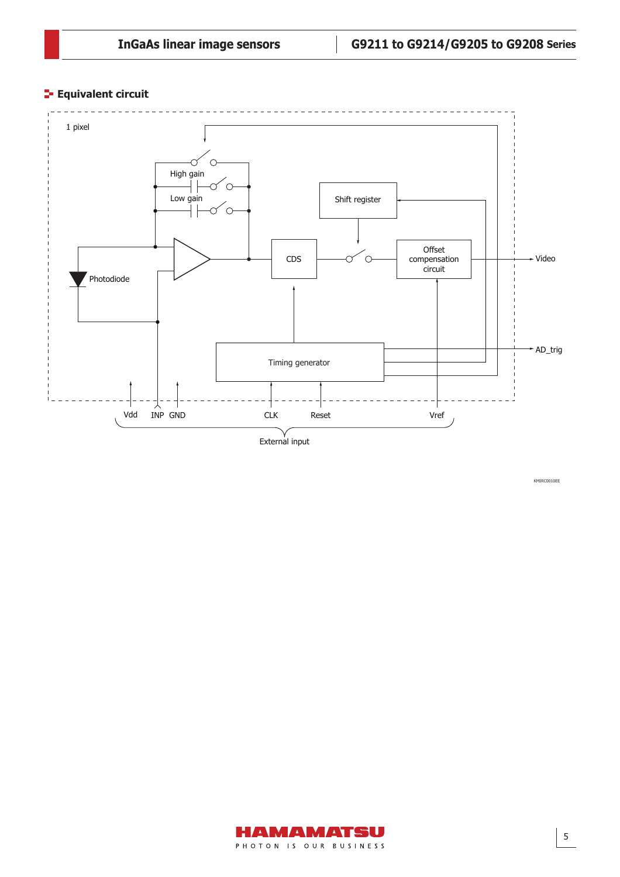## Equivalent circuit

1 pixel

High gain

Low gain

Shift register

Photodiode

CDS

Offset compensation circuit

Video

AD_trig

Timing generator

Vdd INP GND CLK Reset Vref

External input

KMIRC0010EE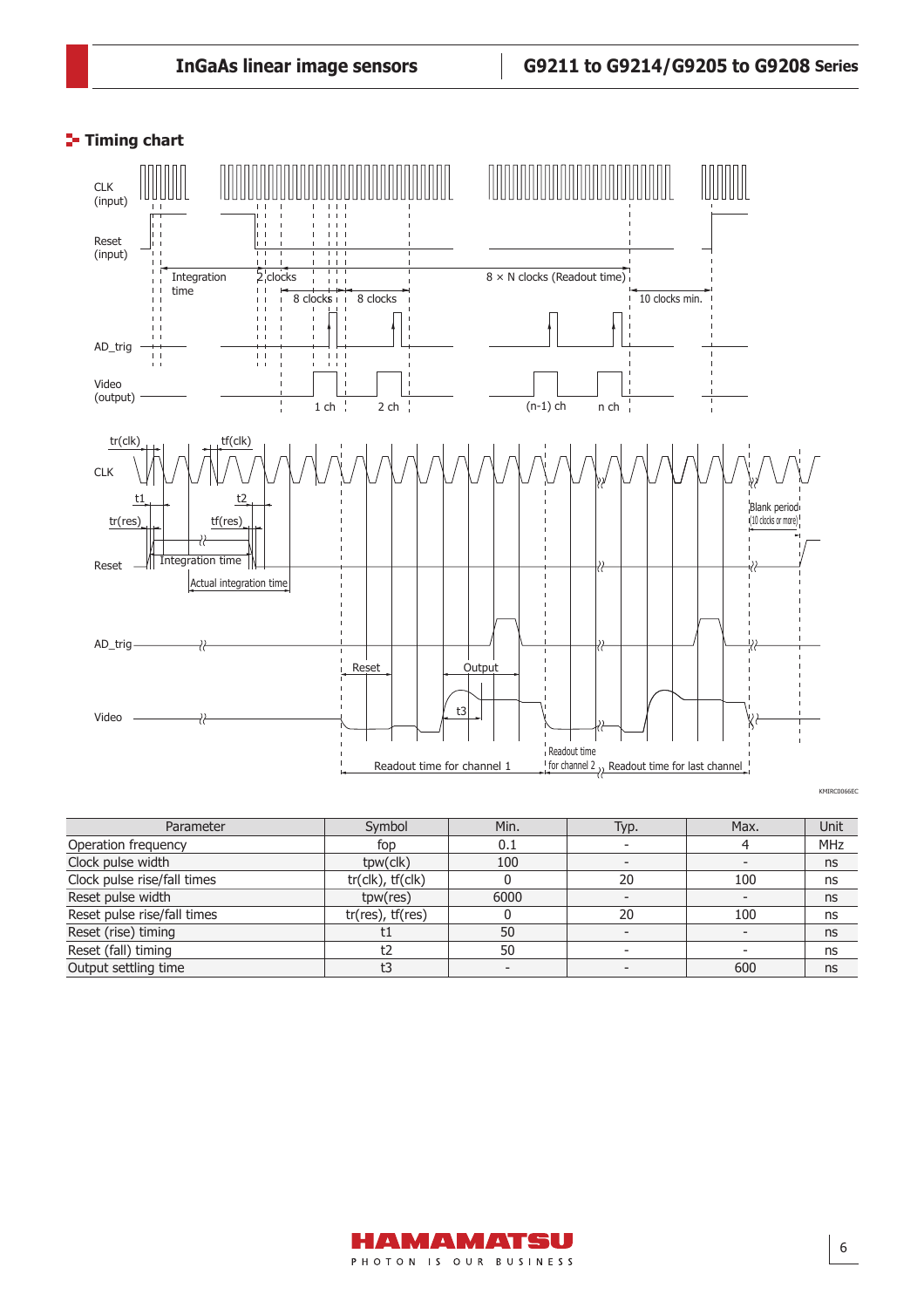## Timing chart

| Parameter | Symbol | Min. | Typ. | Max. | Unit |
|---|---|---|---|---|---|
| Operation frequency | fop | 0.1 | - | 4 | MHz |
| Clock pulse width | tpw(clk) | 100 | - | - | ns |
| Clock pulse rise/fall times | tr(clk), tf(clk) | 0 | 20 | 100 | ns |
| Reset pulse width | tpw(res) | 6000 | - | - | ns |
| Reset pulse rise/fall times | tr(res), tf(res) | 0 | 20 | 100 | ns |
| Reset (rise) timing | t1 | 50 | - | - | ns |
| Reset (fall) timing | t2 | 50 | - | - | ns |
| Output settling time | t3 | - | - | 600 | ns |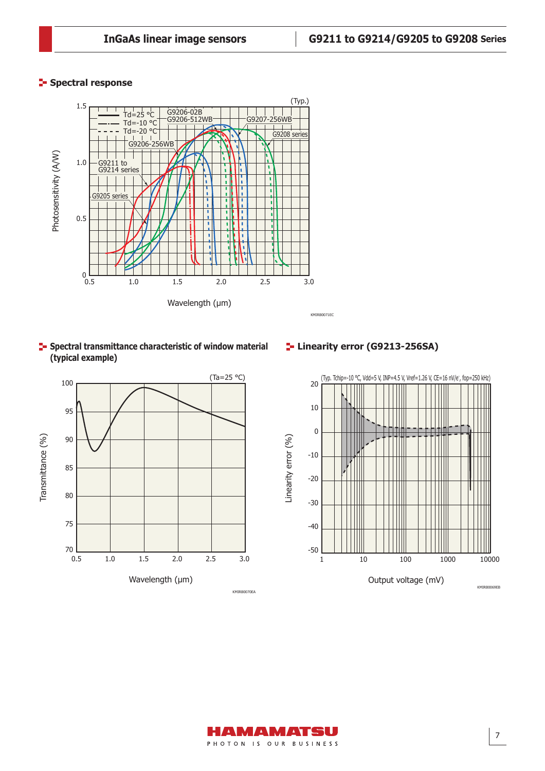## Spectral response

(Typ.)

Td=25 °C
Td=-10 °C
Td=-20 °C

G9206-02B
G9206-512WB
G9207-256WB
G9208 series
G9206-256WB
G9211 to G9214 series
G9205 series

Photosensitivity (A/W)

Wavelength (μm)

KMIRB0071EC

## Spectral transmittance characteristic of window material (typical example)

(Ta=25 °C)

Transmittance (%)

Wavelength (μm)

KMIRB0070EA

## Linearity error (G9213-256SA)

(Typ. Tchip=-10 °C, Vdd=5 V, INP=4.5 V, Vref=1.26 V, CE=16 nV/e⁻, fop=250 kHz)

Linearity error (%)

Output voltage (mV)

KMIRB0069EB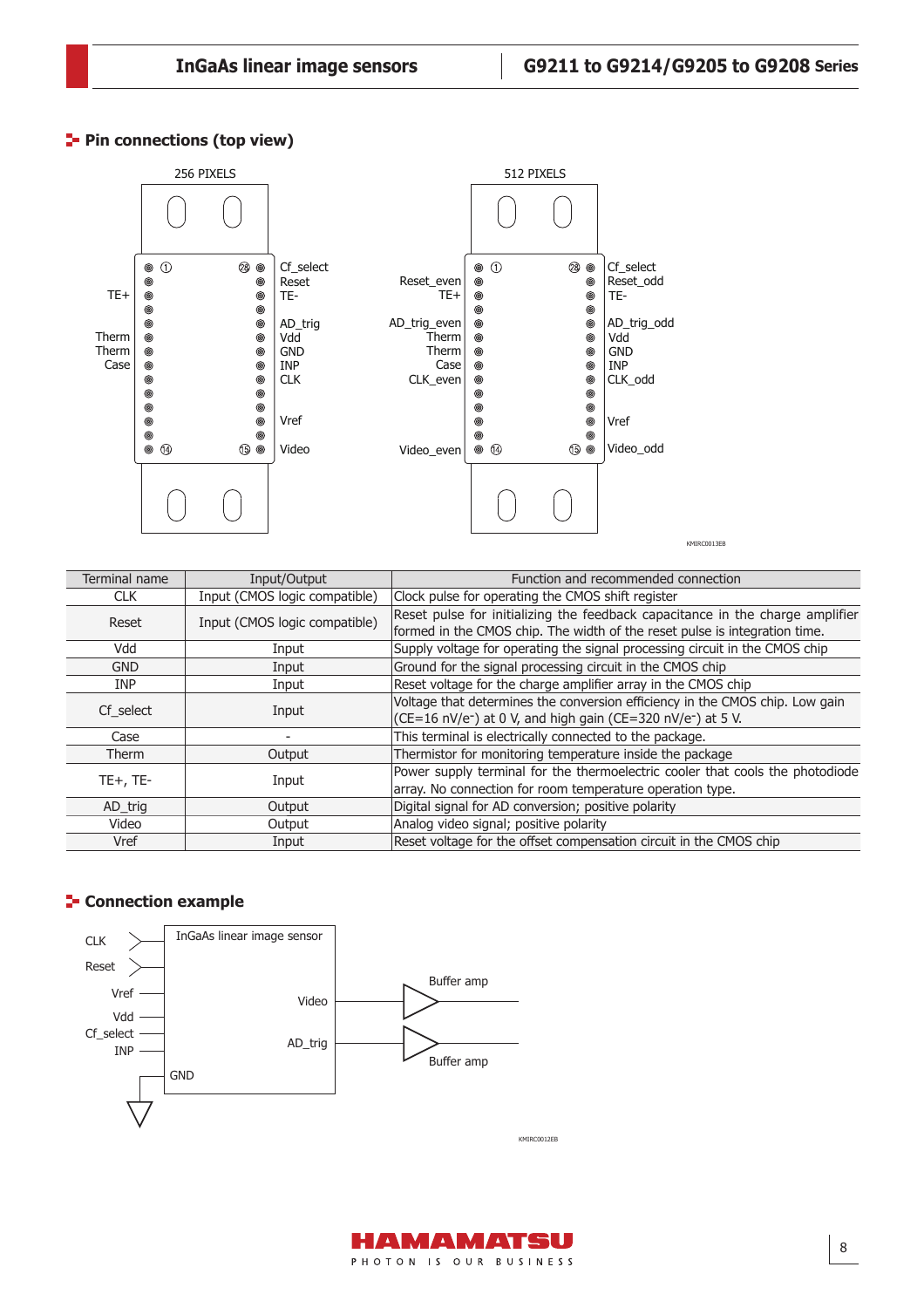## Pin connections (top view)

256 PIXELS

| Left label | Pin | Pin | Right label |
|---|---|---|---|
| | ① | ㉘ | Cf_select |
| | | | Reset |
| TE+ | | | TE- |
| | | | |
| | | | AD_trig |
| Therm | | | Vdd |
| Therm | | | GND |
| Case | | | INP |
| | | | CLK |
| | | | |
| | | | |
| | | | Vref |
| | | | |
| | ⑭ | ⑮ | Video |

512 PIXELS

| Left label | Pin | Pin | Right label |
|---|---|---|---|
| | ① | ㉘ | Cf_select |
| Reset_even | | | Reset_odd |
| TE+ | | | TE- |
| | | | |
| AD_trig_even | | | AD_trig_odd |
| Therm | | | Vdd |
| Therm | | | GND |
| Case | | | INP |
| CLK_even | | | CLK_odd |
| | | | |
| | | | |
| | | | Vref |
| | | | |
| Video_even | ⑭ | ⑮ | Video_odd |

KMIRC0013EB

| Terminal name | Input/Output | Function and recommended connection |
|---|---|---|
| CLK | Input (CMOS logic compatible) | Clock pulse for operating the CMOS shift register |
| Reset | Input (CMOS logic compatible) | Reset pulse for initializing the feedback capacitance in the charge amplifier formed in the CMOS chip. The width of the reset pulse is integration time. |
| Vdd | Input | Supply voltage for operating the signal processing circuit in the CMOS chip |
| GND | Input | Ground for the signal processing circuit in the CMOS chip |
| INP | Input | Reset voltage for the charge amplifier array in the CMOS chip |
| Cf_select | Input | Voltage that determines the conversion efficiency in the CMOS chip. Low gain (CE=16 nV/e⁻) at 0 V, and high gain (CE=320 nV/e⁻) at 5 V. |
| Case | - | This terminal is electrically connected to the package. |
| Therm | Output | Thermistor for monitoring temperature inside the package |
| TE+, TE- | Input | Power supply terminal for the thermoelectric cooler that cools the photodiode array. No connection for room temperature operation type. |
| AD_trig | Output | Digital signal for AD conversion; positive polarity |
| Video | Output | Analog video signal; positive polarity |
| Vref | Input | Reset voltage for the offset compensation circuit in the CMOS chip |

## Connection example

InGaAs linear image sensor

Inputs: CLK, Reset, Vref, Vdd, Cf_select, INP, GND

Outputs: Video → Buffer amp; AD_trig → Buffer amp

KMIRC0012EB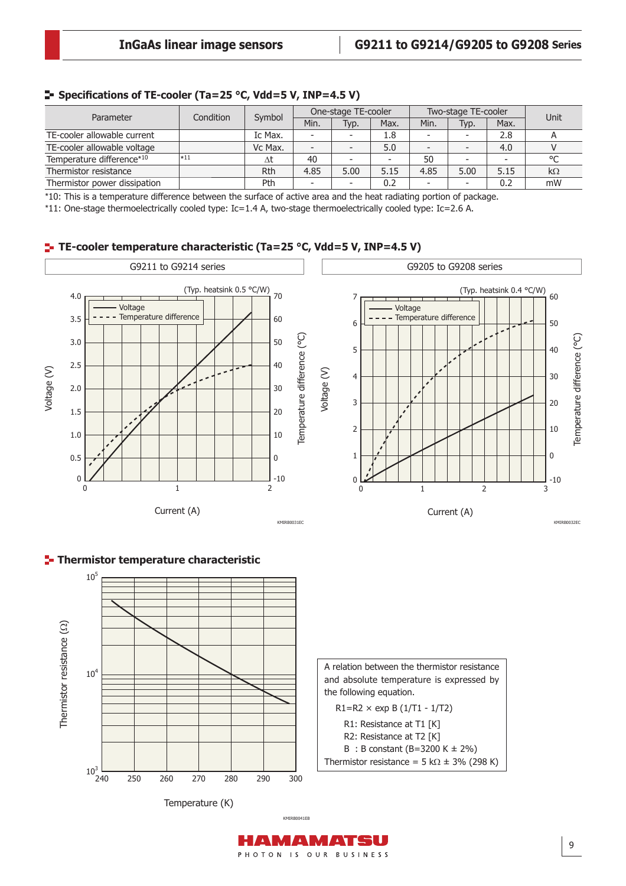## Specifications of TE-cooler (Ta=25 °C, Vdd=5 V, INP=4.5 V)

| Parameter | Condition | Symbol | One-stage TE-cooler | | | Two-stage TE-cooler | | | Unit |
|---|---|---|---|---|---|---|---|---|---|
| | | | Min. | Typ. | Max. | Min. | Typ. | Max. | |
| TE-cooler allowable current | | Ic Max. | - | - | 1.8 | - | - | 2.8 | A |
| TE-cooler allowable voltage | | Vc Max. | - | - | 5.0 | - | - | 4.0 | V |
| Temperature difference*10 | *11 | Δt | 40 | - | - | 50 | - | - | °C |
| Thermistor resistance | | Rth | 4.85 | 5.00 | 5.15 | 4.85 | 5.00 | 5.15 | kΩ |
| Thermistor power dissipation | | Pth | - | - | 0.2 | - | - | 0.2 | mW |

*10: This is a temperature difference between the surface of active area and the heat radiating portion of package.

*11: One-stage thermoelectrically cooled type: Ic=1.4 A, two-stage thermoelectrically cooled type: Ic=2.6 A.

## TE-cooler temperature characteristic (Ta=25 °C, Vdd=5 V, INP=4.5 V)

## Thermistor temperature characteristic

A relation between the thermistor resistance and absolute temperature is expressed by the following equation.

$R1 = R2 \times \exp B\,(1/T1 - 1/T2)$

R1: Resistance at T1 [K]

R2: Resistance at T2 [K]

B : B constant (B=3200 K ± 2%)

Thermistor resistance = 5 kΩ ± 3% (298 K)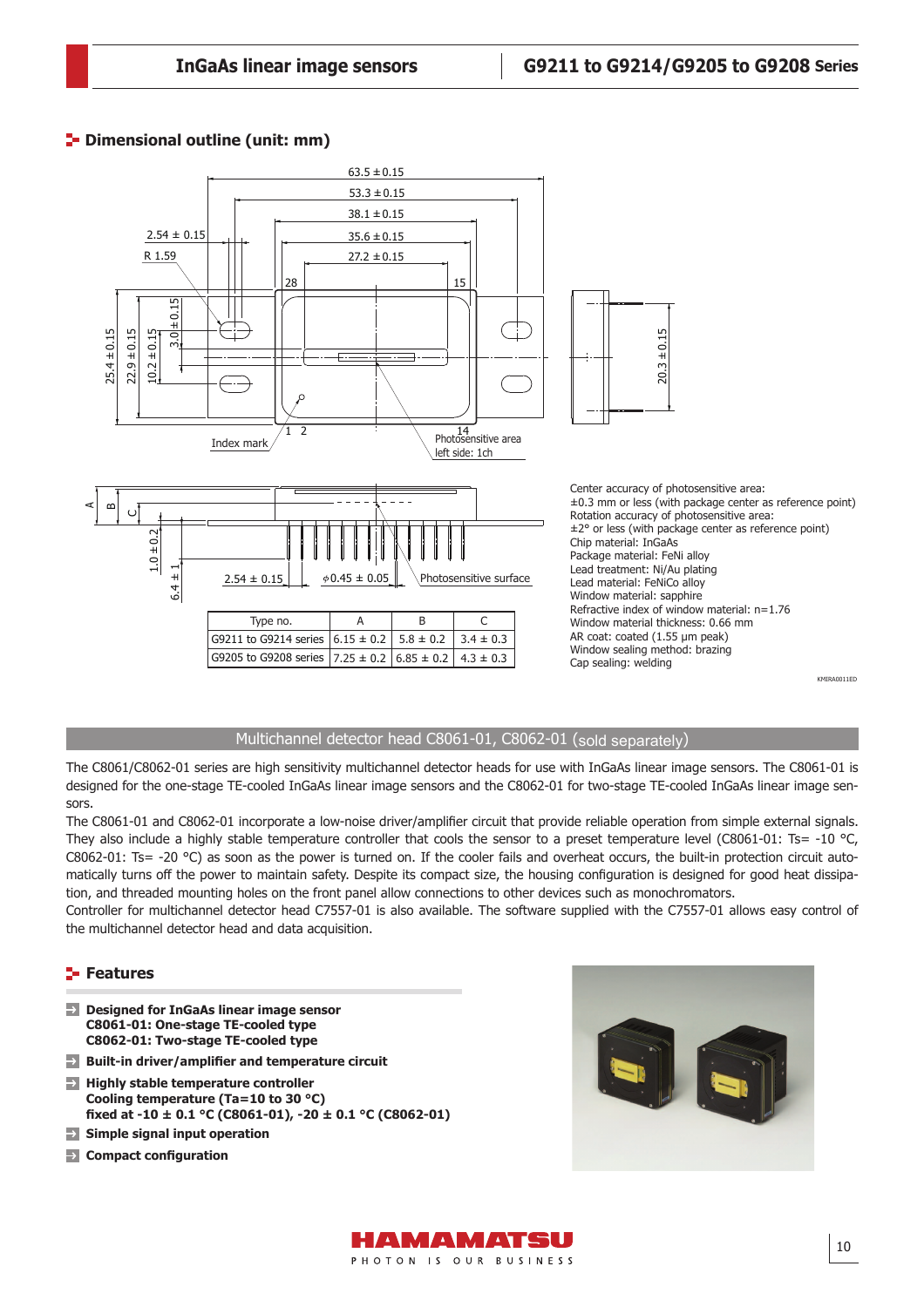## Dimensional outline (unit: mm)

| Type no. | A | B | C |
|---|---|---|---|
| G9211 to G9214 series | 6.15 ± 0.2 | 5.8 ± 0.2 | 3.4 ± 0.3 |
| G9205 to G9208 series | 7.25 ± 0.2 | 6.85 ± 0.2 | 4.3 ± 0.3 |

Center accuracy of photosensitive area:
±0.3 mm or less (with package center as reference point)
Rotation accuracy of photosensitive area:
±2° or less (with package center as reference point)
Chip material: InGaAs
Package material: FeNi alloy
Lead treatment: Ni/Au plating
Lead material: FeNiCo alloy
Window material: sapphire
Refractive index of window material: n=1.76
Window material thickness: 0.66 mm
AR coat: coated (1.55 µm peak)
Window sealing method: brazing
Cap sealing: welding

KMIRA0011ED

## Multichannel detector head C8061-01, C8062-01 (sold separately)

The C8061/C8062-01 series are high sensitivity multichannel detector heads for use with InGaAs linear image sensors. The C8061-01 is designed for the one-stage TE-cooled InGaAs linear image sensors and the C8062-01 for two-stage TE-cooled InGaAs linear image sensors.

The C8061-01 and C8062-01 incorporate a low-noise driver/amplifier circuit that provide reliable operation from simple external signals. They also include a highly stable temperature controller that cools the sensor to a preset temperature level (C8061-01: Ts= -10 °C, C8062-01: Ts= -20 °C) as soon as the power is turned on. If the cooler fails and overheat occurs, the built-in protection circuit automatically turns off the power to maintain safety. Despite its compact size, the housing configuration is designed for good heat dissipation, and threaded mounting holes on the front panel allow connections to other devices such as monochromators.

Controller for multichannel detector head C7557-01 is also available. The software supplied with the C7557-01 allows easy control of the multichannel detector head and data acquisition.

## Features

- **Designed for InGaAs linear image sensor**
  **C8061-01: One-stage TE-cooled type**
  **C8062-01: Two-stage TE-cooled type**
- **Built-in driver/amplifier and temperature circuit**
- **Highly stable temperature controller**
  **Cooling temperature (Ta=10 to 30 °C)**
  **fixed at -10 ± 0.1 °C (C8061-01), -20 ± 0.1 °C (C8062-01)**
- **Simple signal input operation**
- **Compact configuration**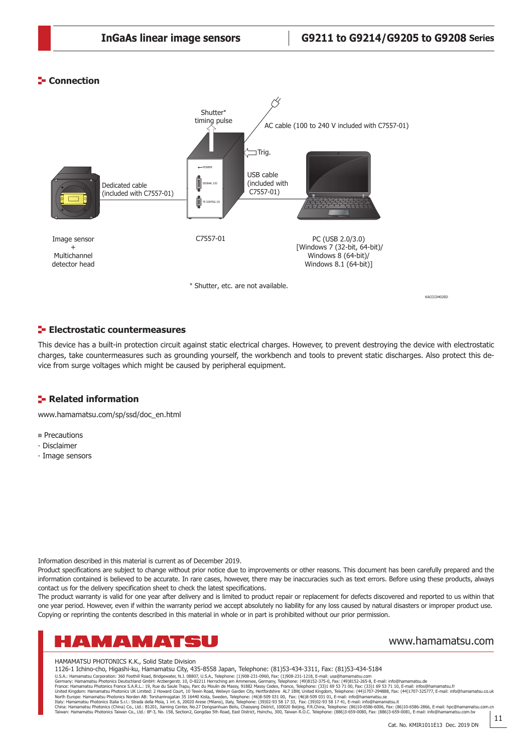## Connection

Shutter*
timing pulse

AC cable (100 to 240 V included with C7557-01)

Trig.

USB cable
(included with
C7557-01)

Dedicated cable
(included with C7557-01)

POWER

SIGNAL I/O

TE CONTROL I/O

Image sensor
+
Multichannel
detector head

C7557-01

PC (USB 2.0/3.0)
[Windows 7 (32-bit, 64-bit)/
Windows 8 (64-bit)/
Windows 8.1 (64-bit)]

\* Shutter, etc. are not available.

KACCC0402ED

## Electrostatic countermeasures

This device has a built-in protection circuit against static electrical charges. However, to prevent destroying the device with electrostatic charges, take countermeasures such as grounding yourself, the workbench and tools to prevent static discharges. Also protect this device from surge voltages which might be caused by peripheral equipment.

## Related information

www.hamamatsu.com/sp/ssd/doc_en.html

- Precautions
  - · Disclaimer
  - · Image sensors

Information described in this material is current as of December 2019.

Product specifications are subject to change without prior notice due to improvements or other reasons. This document has been carefully prepared and the information contained is believed to be accurate. In rare cases, however, there may be inaccuracies such as text errors. Before using these products, always contact us for the delivery specification sheet to check the latest specifications.

The product warranty is valid for one year after delivery and is limited to product repair or replacement for defects discovered and reported to us within that one year period. However, even if within the warranty period we accept absolutely no liability for any loss caused by natural disasters or improper product use. Copying or reprinting the contents described in this material in whole or in part is prohibited without our prior permission.

**HAMAMATSU**

www.hamamatsu.com

HAMAMATSU PHOTONICS K.K., Solid State Division
1126-1 Ichino-cho, Higashi-ku, Hamamatsu City, 435-8558 Japan, Telephone: (81)53-434-3311, Fax: (81)53-434-5184

U.S.A.: Hamamatsu Corporation: 360 Foothill Road, Bridgewater, N.J. 08807, U.S.A., Telephone: (1)908-231-0960, Fax: (1)908-231-1218, E-mail: usa@hamamatsu.com
Germany: Hamamatsu Photonics Deutschland GmbH: Arzbergerstr. 10, D-82211 Herrsching am Ammersee, Germany, Telephone: (49)8152-375-0, Fax: (49)8152-265-8, E-mail: info@hamamatsu.de
France: Hamamatsu Photonics France S.A.R.L.: 19, Rue du Saule Trapu, Parc du Moulin de Massy, 91882 Massy Cedex, France, Telephone: (33)1 69 53 71 00, Fax: (33)1 69 53 71 10, E-mail: infos@hamamatsu.fr
United Kingdom: Hamamatsu Photonics UK Limited: 2 Howard Court, 10 Tewin Road, Welwyn Garden City, Hertfordshire AL7 1BW, United Kingdom, Telephone: (44)1707-294888, Fax: (44)1707-325777, E-mail: info@hamamatsu.co.uk
North Europe: Hamamatsu Photonics Norden AB: Torshamnsgatan 35 16440 Kista, Sweden, Telephone: (46)8-509 031 00, Fax: (46)8-509 031 01, E-mail: info@hamamatsu.se
Italy: Hamamatsu Photonics Italia S.r.l.: Strada della Moia, 1 int. 6, 20020 Arese (Milano), Italy, Telephone: (39)02-93 58 17 33, Fax: (39)02-93 58 17 41, E-mail: info@hamamatsu.it
China: Hamamatsu Photonics (China) Co., Ltd.: B1201, Jiaming Center, No.27 Dongsanhuan Beilu, Chaoyang District, 100020 Beijing, P.R.China, Telephone: (86)10-6586-6006, Fax: (86)10-6586-2866, E-mail: hpc@hamamatsu.com.cn
Taiwan: Hamamatsu Photonics Taiwan Co., Ltd.: 8F-3, No. 158, Section2, Gongdao 5th Road, East District, Hsinchu, 300, Taiwan R.O.C. Telephone: (886)3-659-0080, Fax: (886)3-659-0081, E-mail: info@hamamatsu.com.tw

Cat. No. KMIR1011E13 Dec. 2019 DN